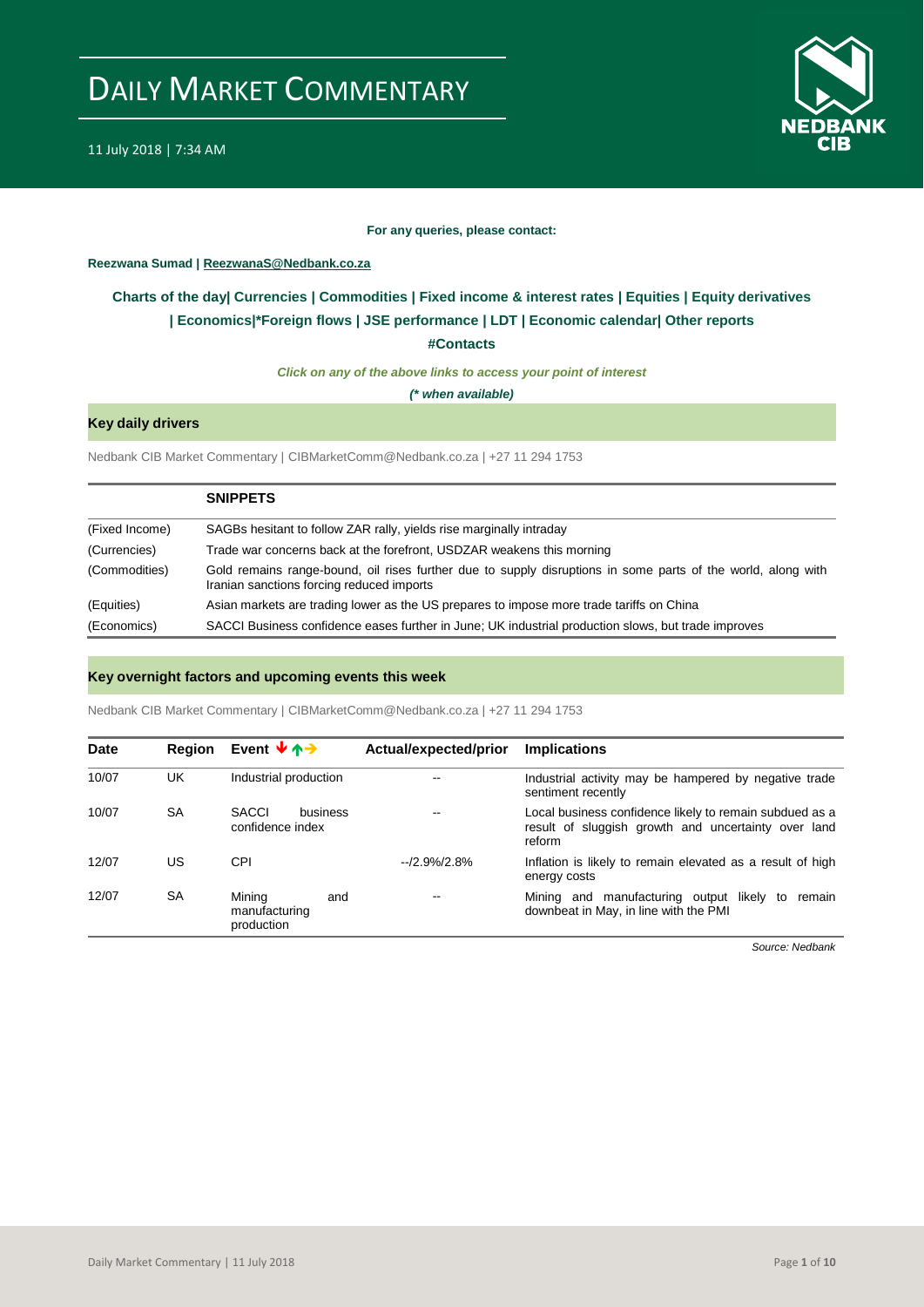# DAILY MARKET COMMENTARY

11 July 2018 | 7:34 AM

**For any queries, please contact:**

**Reezwana Sumad | ReezwanaS@Nedbank.co.za**

**Charts of the day| Currencies | Commodities | Fixed income & interest rates | Equities | Equity derivatives | Economics|*Foreign flows | JSE performance | LDT | Economic calendar| Other reports**

**#Contacts**

***Click on any of the above links to access your point of interest***

***(* when available)***

## Key daily drivers

Nedbank CIB Market Commentary | CIBMarketComm@Nedbank.co.za | +27 11 294 1753

| | **SNIPPETS** |
|---|---|
| (Fixed Income) | SAGBs hesitant to follow ZAR rally, yields rise marginally intraday |
| (Currencies) | Trade war concerns back at the forefront, USDZAR weakens this morning |
| (Commodities) | Gold remains range-bound, oil rises further due to supply disruptions in some parts of the world, along with Iranian sanctions forcing reduced imports |
| (Equities) | Asian markets are trading lower as the US prepares to impose more trade tariffs on China |
| (Economics) | SACCI Business confidence eases further in June; UK industrial production slows, but trade improves |

## Key overnight factors and upcoming events this week

Nedbank CIB Market Commentary | CIBMarketComm@Nedbank.co.za | +27 11 294 1753

| Date | Region | Event | Actual/expected/prior | Implications |
|---|---|---|---|---|
| 10/07 | UK | Industrial production | -- | Industrial activity may be hampered by negative trade sentiment recently |
| 10/07 | SA | SACCI business confidence index | -- | Local business confidence likely to remain subdued as a result of sluggish growth and uncertainty over land reform |
| 12/07 | US | CPI | --/2.9%/2.8% | Inflation is likely to remain elevated as a result of high energy costs |
| 12/07 | SA | Mining and manufacturing production | -- | Mining and manufacturing output likely to remain downbeat in May, in line with the PMI |

*Source: Nedbank*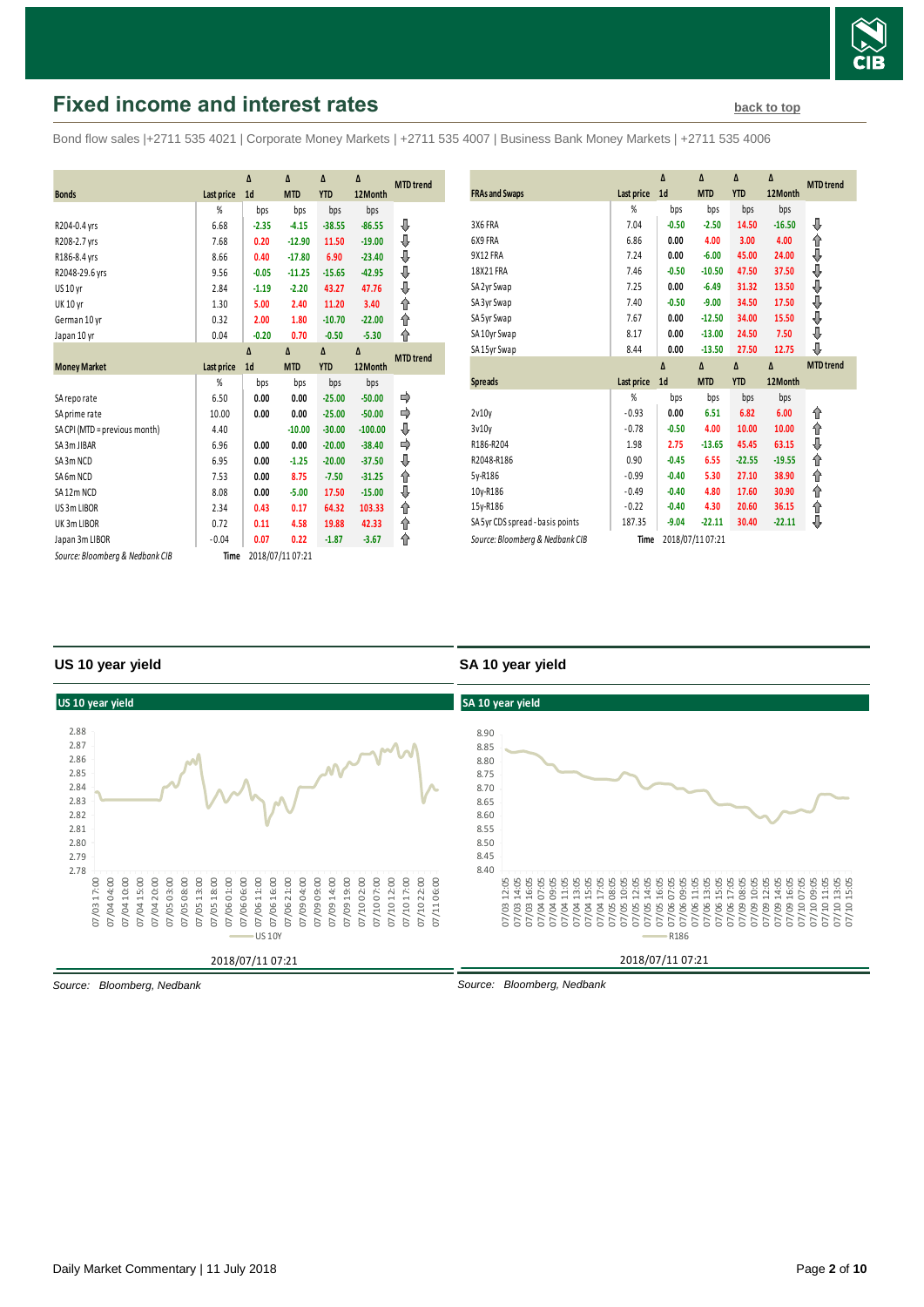# Fixed income and interest rates

back to top

Bond flow sales |+2711 535 4021 | Corporate Money Markets | +2711 535 4007 | Business Bank Money Markets | +2711 535 4006

| Bonds | Last price | Δ 1d | Δ MTD | Δ YTD | Δ 12Month | MTD trend |
|---|---|---|---|---|---|---|
| | % | bps | bps | bps | bps | |
| R204-0.4 yrs | 6.68 | -2.35 | -4.15 | -38.55 | -86.55 | ⇩ |
| R208-2.7 yrs | 7.68 | 0.20 | -12.90 | 11.50 | -19.00 | ⇩ |
| R186-8.4 yrs | 8.66 | 0.40 | -17.80 | 6.90 | -23.40 | ⇩ |
| R2048-29.6 yrs | 9.56 | -0.05 | -11.25 | -15.65 | -42.95 | ⇩ |
| US 10 yr | 2.84 | -1.19 | -2.20 | 43.27 | 47.76 | ⇩ |
| UK 10 yr | 1.30 | 5.00 | 2.40 | 11.20 | 3.40 | ⇧ |
| German 10 yr | 0.32 | 2.00 | 1.80 | -10.70 | -22.00 | ⇧ |
| Japan 10 yr | 0.04 | -0.20 | 0.70 | -0.50 | -5.30 | ⇧ |

| Money Market | Last price | Δ 1d | Δ MTD | Δ YTD | Δ 12Month | MTD trend |
|---|---|---|---|---|---|---|
| | % | bps | bps | bps | bps | |
| SA repo rate | 6.50 | 0.00 | 0.00 | -25.00 | -50.00 | ⇨ |
| SA prime rate | 10.00 | 0.00 | 0.00 | -25.00 | -50.00 | ⇨ |
| SA CPI (MTD = previous month) | 4.40 | | -10.00 | -30.00 | -100.00 | ⇩ |
| SA 3m JIBAR | 6.96 | 0.00 | 0.00 | -20.00 | -38.40 | ⇨ |
| SA 3m NCD | 6.95 | 0.00 | -1.25 | -20.00 | -37.50 | ⇩ |
| SA 6m NCD | 7.53 | 0.00 | 8.75 | -7.50 | -31.25 | ⇧ |
| SA 12m NCD | 8.08 | 0.00 | -5.00 | 17.50 | -15.00 | ⇩ |
| US 3m LIBOR | 2.34 | 0.43 | 0.17 | 64.32 | 103.33 | ⇧ |
| UK 3m LIBOR | 0.72 | 0.11 | 4.58 | 19.88 | 42.33 | ⇧ |
| Japan 3m LIBOR | -0.04 | 0.07 | 0.22 | -1.87 | -3.67 | ⇧ |

Source: Bloomberg & Nedbank CIB Time 2018/07/11 07:21

| FRAs and Swaps | Last price | Δ 1d | Δ MTD | Δ YTD | Δ 12Month | MTD trend |
|---|---|---|---|---|---|---|
| | % | bps | bps | bps | bps | |
| 3X6 FRA | 7.04 | -0.50 | -2.50 | 14.50 | -16.50 | ⇩ |
| 6X9 FRA | 6.86 | 0.00 | 4.00 | 3.00 | 4.00 | ⇧ |
| 9X12 FRA | 7.24 | 0.00 | -6.00 | 45.00 | 24.00 | ⇩ |
| 18X21 FRA | 7.46 | -0.50 | -10.50 | 47.50 | 37.50 | ⇩ |
| SA 2yr Swap | 7.25 | 0.00 | -6.49 | 31.32 | 13.50 | ⇩ |
| SA 3yr Swap | 7.40 | -0.50 | -9.00 | 34.50 | 17.50 | ⇩ |
| SA 5yr Swap | 7.67 | 0.00 | -12.50 | 34.00 | 15.50 | ⇩ |
| SA 10yr Swap | 8.17 | 0.00 | -13.00 | 24.50 | 7.50 | ⇩ |
| SA 15yr Swap | 8.44 | 0.00 | -13.50 | 27.50 | 12.75 | ⇩ |

| Spreads | Last price | Δ 1d | Δ MTD | Δ YTD | Δ 12Month | MTD trend |
|---|---|---|---|---|---|---|
| | % | bps | bps | bps | bps | |
| 2v10y | -0.93 | 0.00 | 6.51 | 6.82 | 6.00 | ⇧ |
| 3v10y | -0.78 | -0.50 | 4.00 | 10.00 | 10.00 | ⇧ |
| R186-R204 | 1.98 | 2.75 | -13.65 | 45.45 | 63.15 | ⇩ |
| R2048-R186 | 0.90 | -0.45 | 6.55 | -22.55 | -19.55 | ⇧ |
| 5y-R186 | -0.99 | -0.40 | 5.30 | 27.10 | 38.90 | ⇧ |
| 10y-R186 | -0.49 | -0.40 | 4.80 | 17.60 | 30.90 | ⇧ |
| 15y-R186 | -0.22 | -0.40 | 4.30 | 20.60 | 36.15 | ⇧ |
| SA 5yr CDS spread - basis points | 187.35 | -9.04 | -22.11 | 30.40 | -22.11 | ⇩ |

Source: Bloomberg & Nedbank CIB Time 2018/07/11 07:21

## US 10 year yield

US 10 year yield

2.88
2.87
2.86
2.85
2.84
2.83
2.82
2.81
2.80
2.79
2.78

07/03 17:00, 07/04 04:00, 07/04 10:00, 07/04 15:00, 07/04 20:00, 07/05 03:00, 07/05 08:00, 07/05 13:00, 07/05 18:00, 07/06 01:00, 07/06 06:00, 07/06 11:00, 07/06 16:00, 07/06 21:00, 07/09 04:00, 07/09 09:00, 07/09 14:00, 07/09 19:00, 07/10 02:00, 07/10 07:00, 07/10 12:00, 07/10 17:00, 07/10 22:00, 07/11 06:00

US 10Y

2018/07/11 07:21

Source: Bloomberg, Nedbank

## SA 10 year yield

SA 10 year yield

8.90
8.85
8.80
8.75
8.70
8.65
8.60
8.55
8.50
8.45
8.40

07/03 12:05, 07/03 14:05, 07/03 16:05, 07/04 07:05, 07/04 09:05, 07/04 11:05, 07/04 13:05, 07/04 15:05, 07/04 17:05, 07/05 08:05, 07/05 10:05, 07/05 12:05, 07/05 14:05, 07/05 16:05, 07/06 07:05, 07/06 09:05, 07/06 11:05, 07/06 13:05, 07/06 15:05, 07/06 17:05, 07/09 08:05, 07/09 10:05, 07/09 12:05, 07/09 14:05, 07/09 16:05, 07/10 07:05, 07/10 09:05, 07/10 11:05, 07/10 13:05, 07/10 15:05

R186

2018/07/11 07:21

Source: Bloomberg, Nedbank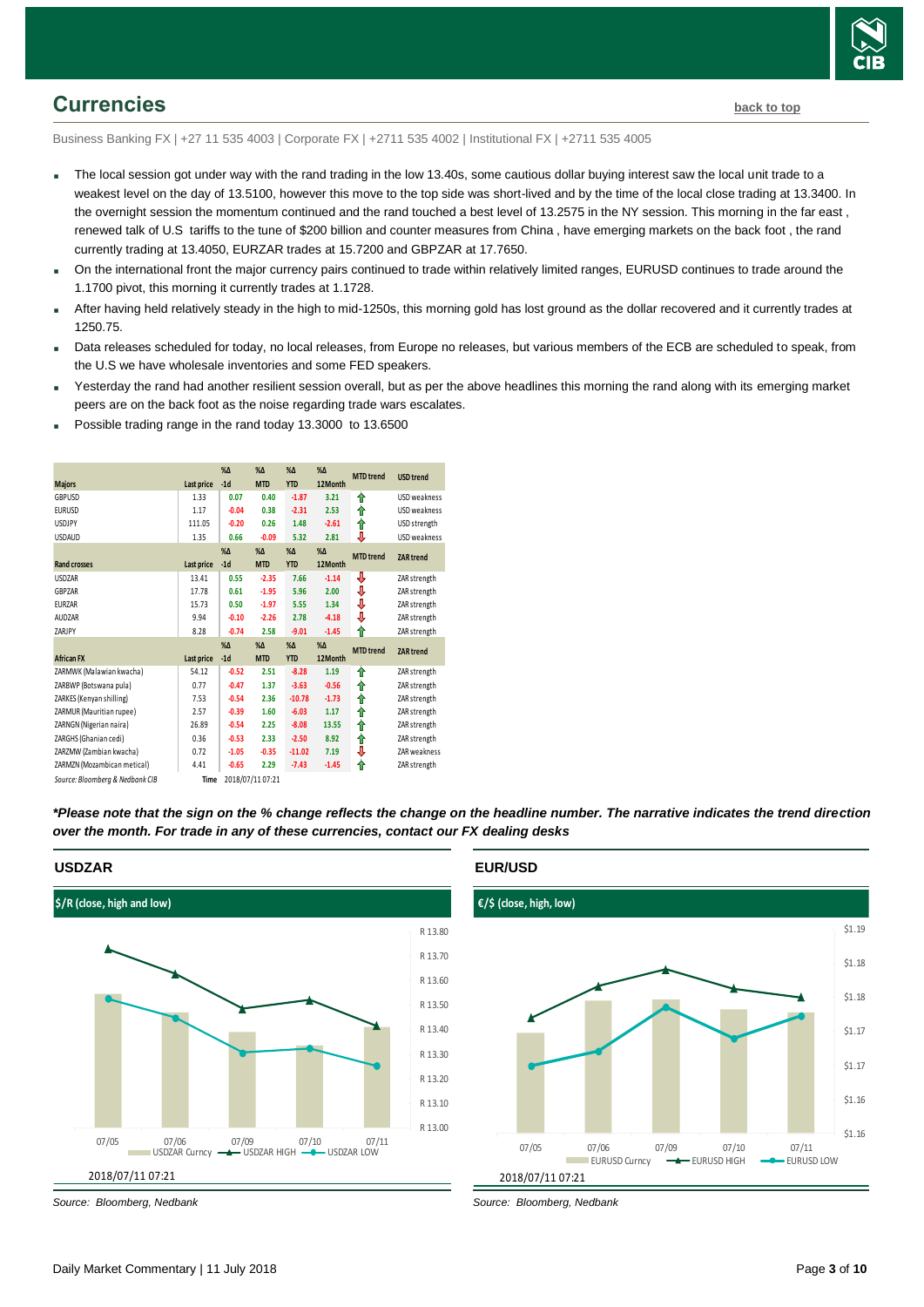# Currencies

back to top

Business Banking FX | +27 11 535 4003 | Corporate FX | +2711 535 4002 | Institutional FX | +2711 535 4005

- The local session got under way with the rand trading in the low 13.40s, some cautious dollar buying interest saw the local unit trade to a weakest level on the day of 13.5100, however this move to the top side was short-lived and by the time of the local close trading at 13.3400. In the overnight session the momentum continued and the rand touched a best level of 13.2575 in the NY session. This morning in the far east , renewed talk of U.S tariffs to the tune of $200 billion and counter measures from China , have emerging markets on the back foot , the rand currently trading at 13.4050, EURZAR trades at 15.7200 and GBPZAR at 17.7650.
- On the international front the major currency pairs continued to trade within relatively limited ranges, EURUSD continues to trade around the 1.1700 pivot, this morning it currently trades at 1.1728.
- After having held relatively steady in the high to mid-1250s, this morning gold has lost ground as the dollar recovered and it currently trades at 1250.75.
- Data releases scheduled for today, no local releases, from Europe no releases, but various members of the ECB are scheduled to speak, from the U.S we have wholesale inventories and some FED speakers.
- Yesterday the rand had another resilient session overall, but as per the above headlines this morning the rand along with its emerging market peers are on the back foot as the noise regarding trade wars escalates.
- Possible trading range in the rand today 13.3000 to 13.6500

| Majors | Last price | %Δ -1d | %Δ MTD | %Δ YTD | %Δ 12Month | MTD trend | USD trend |
|---|---|---|---|---|---|---|---|
| GBPUSD | 1.33 | 0.07 | 0.40 | -1.87 | 3.21 | ⇧ | USD weakness |
| EURUSD | 1.17 | -0.04 | 0.38 | -2.31 | 2.53 | ⇧ | USD weakness |
| USDJPY | 111.05 | -0.20 | 0.26 | 1.48 | -2.61 | ⇧ | USD strength |
| USDAUD | 1.35 | 0.66 | -0.09 | 5.32 | 2.81 | ⇩ | USD weakness |
| **Rand crosses** | **Last price** | **%Δ -1d** | **%Δ MTD** | **%Δ YTD** | **%Δ 12Month** | **MTD trend** | **ZAR trend** |
| USDZAR | 13.41 | 0.55 | -2.35 | 7.66 | -1.14 | ⇩ | ZAR strength |
| GBPZAR | 17.78 | 0.61 | -1.95 | 5.96 | 2.00 | ⇩ | ZAR strength |
| EURZAR | 15.73 | 0.50 | -1.97 | 5.55 | 1.34 | ⇩ | ZAR strength |
| AUDZAR | 9.94 | -0.10 | -2.26 | 2.78 | -4.18 | ⇩ | ZAR strength |
| ZARJPY | 8.28 | -0.74 | 2.58 | -9.01 | -1.45 | ⇧ | ZAR strength |
| **African FX** | **Last price** | **%Δ -1d** | **%Δ MTD** | **%Δ YTD** | **%Δ 12Month** | **MTD trend** | **ZAR trend** |
| ZARMWK (Malawian kwacha) | 54.12 | -0.52 | 2.51 | -8.28 | 1.19 | ⇧ | ZAR strength |
| ZARBWP (Botswana pula) | 0.77 | -0.47 | 1.37 | -3.63 | -0.56 | ⇧ | ZAR strength |
| ZARKES (Kenyan shilling) | 7.53 | -0.54 | 2.36 | -10.78 | -1.73 | ⇧ | ZAR strength |
| ZARMUR (Mauritian rupee) | 2.57 | -0.39 | 1.60 | -6.03 | 1.17 | ⇧ | ZAR strength |
| ZARNGN (Nigerian naira) | 26.89 | -0.54 | 2.25 | -8.08 | 13.55 | ⇧ | ZAR strength |
| ZARGHS (Ghanian cedi) | 0.36 | -0.53 | 2.33 | -2.50 | 8.92 | ⇧ | ZAR strength |
| ZARZMW (Zambian kwacha) | 0.72 | -1.05 | -0.35 | -11.02 | 7.19 | ⇩ | ZAR weakness |
| ZARMZN (Mozambican metical) | 4.41 | -0.65 | 2.29 | -7.43 | -1.45 | ⇧ | ZAR strength |

*Source: Bloomberg & Nedbank CIB* Time 2018/07/11 07:21

***Please note that the sign on the % change reflects the change on the headline number. The narrative indicates the trend direction over the month. For trade in any of these currencies, contact our FX dealing desks***

## USDZAR

$/R (close, high and low)

R 13.80
R 13.70
R 13.60
R 13.50
R 13.40
R 13.30
R 13.20
R 13.10
R 13.00

07/05 07/06 07/09 07/10 07/11

USDZAR Curncy — USDZAR HIGH — USDZAR LOW

2018/07/11 07:21

*Source: Bloomberg, Nedbank*

## EUR/USD

€/$ (close, high, low)

$1.19
$1.18
$1.18
$1.17
$1.17
$1.16
$1.16

07/05 07/06 07/09 07/10 07/11

EURUSD Curncy — EURUSD HIGH — EURUSD LOW

2018/07/11 07:21

*Source: Bloomberg, Nedbank*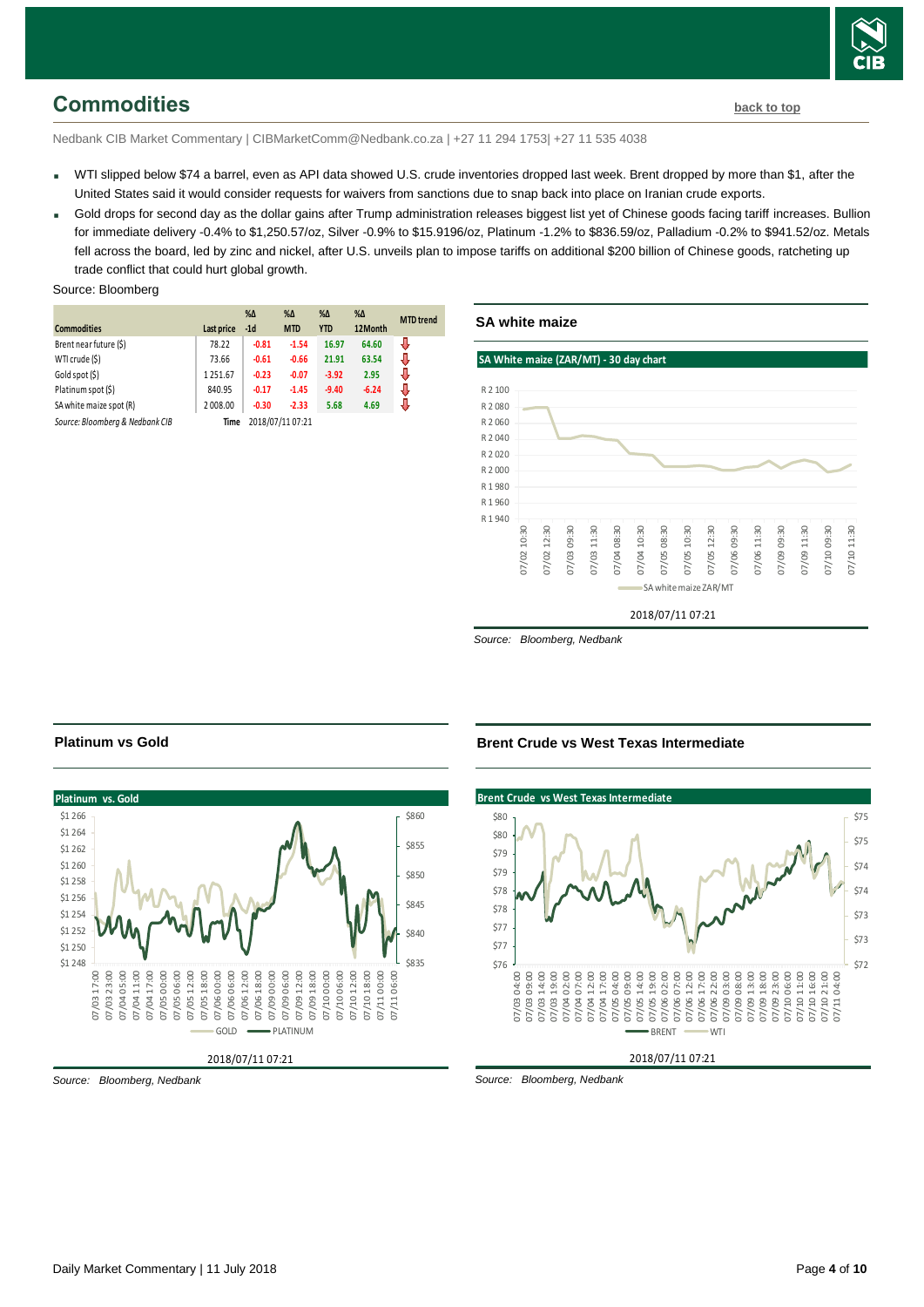## Commodities

back to top

Nedbank CIB Market Commentary | CIBMarketComm@Nedbank.co.za | +27 11 294 1753| +27 11 535 4038

- WTI slipped below $74 a barrel, even as API data showed U.S. crude inventories dropped last week. Brent dropped by more than $1, after the United States said it would consider requests for waivers from sanctions due to snap back into place on Iranian crude exports.
- Gold drops for second day as the dollar gains after Trump administration releases biggest list yet of Chinese goods facing tariff increases. Bullion for immediate delivery -0.4% to $1,250.57/oz, Silver -0.9% to $15.9196/oz, Platinum -1.2% to $836.59/oz, Palladium -0.2% to $941.52/oz. Metals fell across the board, led by zinc and nickel, after U.S. unveils plan to impose tariffs on additional $200 billion of Chinese goods, ratcheting up trade conflict that could hurt global growth.

Source: Bloomberg

| Commodities | Last price | %Δ -1d | %Δ MTD | %Δ YTD | %Δ 12Month | MTD trend |
|---|---|---|---|---|---|---|
| Brent near future ($) | 78.22 | -0.81 | -1.54 | 16.97 | 64.60 | ⇩ |
| WTI crude ($) | 73.66 | -0.61 | -0.66 | 21.91 | 63.54 | ⇩ |
| Gold spot ($) | 1 251.67 | -0.23 | -0.07 | -3.92 | 2.95 | ⇩ |
| Platinum spot ($) | 840.95 | -0.17 | -1.45 | -9.40 | -6.24 | ⇩ |
| SA white maize spot (R) | 2 008.00 | -0.30 | -2.33 | 5.68 | 4.69 | ⇩ |

Source: Bloomberg & Nedbank CIB    Time 2018/07/11 07:21

### SA white maize

SA White maize (ZAR/MT) - 30 day chart

R 2 100
R 2 080
R 2 060
R 2 040
R 2 020
R 2 000
R 1 980
R 1 960
R 1 940

07/02 10:30, 07/02 12:30, 07/03 09:30, 07/03 11:30, 07/04 08:30, 07/04 10:30, 07/05 08:30, 07/05 10:30, 07/05 12:30, 07/06 09:30, 07/06 11:30, 07/09 09:30, 07/09 11:30, 07/10 09:30, 07/10 11:30

SA white maize ZAR/MT

2018/07/11 07:21

*Source: Bloomberg, Nedbank*

### Platinum vs Gold

Platinum vs. Gold

$1 266
$1 264
$1 262
$1 260
$1 258
$1 256
$1 254
$1 252
$1 250
$1 248

$860
$855
$850
$845
$840
$835

07/03 17:00, 07/03 23:00, 07/04 05:00, 07/04 11:00, 07/04 17:00, 07/05 00:00, 07/05 06:00, 07/05 12:00, 07/05 18:00, 07/06 00:00, 07/06 06:00, 07/06 12:00, 07/06 18:00, 07/09 00:00, 07/09 06:00, 07/09 12:00, 07/09 18:00, 07/10 00:00, 07/10 06:00, 07/10 12:00, 07/10 18:00, 07/11 00:00, 07/11 06:00

GOLD   PLATINUM

2018/07/11 07:21

*Source: Bloomberg, Nedbank*

### Brent Crude vs West Texas Intermediate

Brent Crude vs West Texas Intermediate

$80
$80
$79
$79
$78
$78
$77
$77
$76

$75
$75
$74
$74
$73
$73
$72

07/03 04:00, 07/03 09:00, 07/03 14:00, 07/03 19:00, 07/04 02:00, 07/04 07:00, 07/04 12:00, 07/04 17:00, 07/05 04:00, 07/05 09:00, 07/05 14:00, 07/05 19:00, 07/06 02:00, 07/06 07:00, 07/06 12:00, 07/06 17:00, 07/06 22:00, 07/09 03:00, 07/09 08:00, 07/09 13:00, 07/09 18:00, 07/09 23:00, 07/10 06:00, 07/10 11:00, 07/10 16:00, 07/10 21:00, 07/11 04:00

BRENT   WTI

2018/07/11 07:21

*Source: Bloomberg, Nedbank*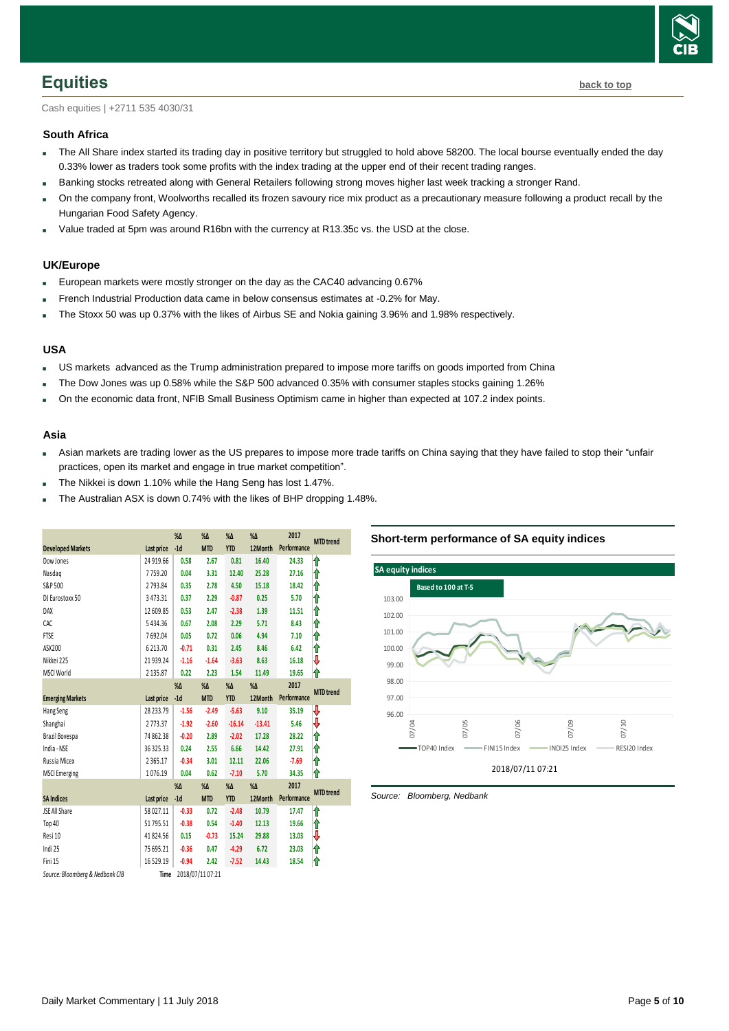# Equities

back to top

Cash equities | +2711 535 4030/31

### South Africa

- The All Share index started its trading day in positive territory but struggled to hold above 58200. The local bourse eventually ended the day 0.33% lower as traders took some profits with the index trading at the upper end of their recent trading ranges.
- Banking stocks retreated along with General Retailers following strong moves higher last week tracking a stronger Rand.
- On the company front, Woolworths recalled its frozen savoury rice mix product as a precautionary measure following a product recall by the Hungarian Food Safety Agency.
- Value traded at 5pm was around R16bn with the currency at R13.35c vs. the USD at the close.

### UK/Europe

- European markets were mostly stronger on the day as the CAC40 advancing 0.67%
- French Industrial Production data came in below consensus estimates at -0.2% for May.
- The Stoxx 50 was up 0.37% with the likes of Airbus SE and Nokia gaining 3.96% and 1.98% respectively.

### USA

- US markets advanced as the Trump administration prepared to impose more tariffs on goods imported from China
- The Dow Jones was up 0.58% while the S&P 500 advanced 0.35% with consumer staples stocks gaining 1.26%
- On the economic data front, NFIB Small Business Optimism came in higher than expected at 107.2 index points.

### Asia

- Asian markets are trading lower as the US prepares to impose more trade tariffs on China saying that they have failed to stop their "unfair practices, open its market and engage in true market competition".
- The Nikkei is down 1.10% while the Hang Seng has lost 1.47%.
- The Australian ASX is down 0.74% with the likes of BHP dropping 1.48%.

| Developed Markets | Last price | %Δ -1d | %Δ MTD | %Δ YTD | %Δ 12Month | 2017 Performance | MTD trend |
|---|---|---|---|---|---|---|---|
| Dow Jones | 24 919.66 | 0.58 | 2.67 | 0.81 | 16.40 | 24.33 | ↑ |
| Nasdaq | 7 759.20 | 0.04 | 3.31 | 12.40 | 25.28 | 27.16 | ↑ |
| S&P 500 | 2 793.84 | 0.35 | 2.78 | 4.50 | 15.18 | 18.42 | ↑ |
| DJ Eurostoxx 50 | 3 473.31 | 0.37 | 2.29 | -0.87 | 0.25 | 5.70 | ↑ |
| DAX | 12 609.85 | 0.53 | 2.47 | -2.38 | 1.39 | 11.51 | ↑ |
| CAC | 5 434.36 | 0.67 | 2.08 | 2.29 | 5.71 | 8.43 | ↑ |
| FTSE | 7 692.04 | 0.05 | 0.72 | 0.06 | 4.94 | 7.10 | ↑ |
| ASX200 | 6 213.70 | -0.71 | 0.31 | 2.45 | 8.46 | 6.42 | ↑ |
| Nikkei 225 | 21 939.24 | -1.16 | -1.64 | -3.63 | 8.63 | 16.18 | ↓ |
| MSCI World | 2 135.87 | 0.22 | 2.23 | 1.54 | 11.49 | 19.65 | ↑ |
| **Emerging Markets** | **Last price** | **%Δ -1d** | **%Δ MTD** | **%Δ YTD** | **%Δ 12Month** | **2017 Performance** | **MTD trend** |
| Hang Seng | 28 233.79 | -1.56 | -2.49 | -5.63 | 9.10 | 35.19 | ↓ |
| Shanghai | 2 773.37 | -1.92 | -2.60 | -16.14 | -13.41 | 5.46 | ↓ |
| Brazil Bovespa | 74 862.38 | -0.20 | 2.89 | -2.02 | 17.28 | 28.22 | ↑ |
| India - NSE | 36 325.33 | 0.24 | 2.55 | 6.66 | 14.42 | 27.91 | ↑ |
| Russia Micex | 2 365.17 | -0.34 | 3.01 | 12.11 | 22.06 | -7.69 | ↑ |
| MSCI Emerging | 1 076.19 | 0.04 | 0.62 | -7.10 | 5.70 | 34.35 | ↑ |
| **SA Indices** | **Last price** | **%Δ -1d** | **%Δ MTD** | **%Δ YTD** | **%Δ 12Month** | **2017 Performance** | **MTD trend** |
| JSE All Share | 58 027.11 | -0.33 | 0.72 | -2.48 | 10.79 | 17.47 | ↑ |
| Top 40 | 51 795.51 | -0.38 | 0.54 | -1.40 | 12.13 | 19.66 | ↑ |
| Resi 10 | 41 824.56 | 0.15 | -0.73 | 15.24 | 29.88 | 13.03 | ↓ |
| Indi 25 | 75 695.21 | -0.36 | 0.47 | -4.29 | 6.72 | 23.03 | ↑ |
| Fini 15 | 16 529.19 | -0.94 | 2.42 | -7.52 | 14.43 | 18.54 | ↑ |

*Source: Bloomberg & Nedbank CIB* Time 2018/07/11 07:21

### Short-term performance of SA equity indices

SA equity indices

Based to 100 at T-5

103.00
102.00
101.00
100.00
99.00
98.00
97.00
96.00

07/04 07/05 07/06 07/09 07/10

TOP40 Index FINI15 Index INDI25 Index RESI20 Index

2018/07/11 07:21

*Source: Bloomberg, Nedbank*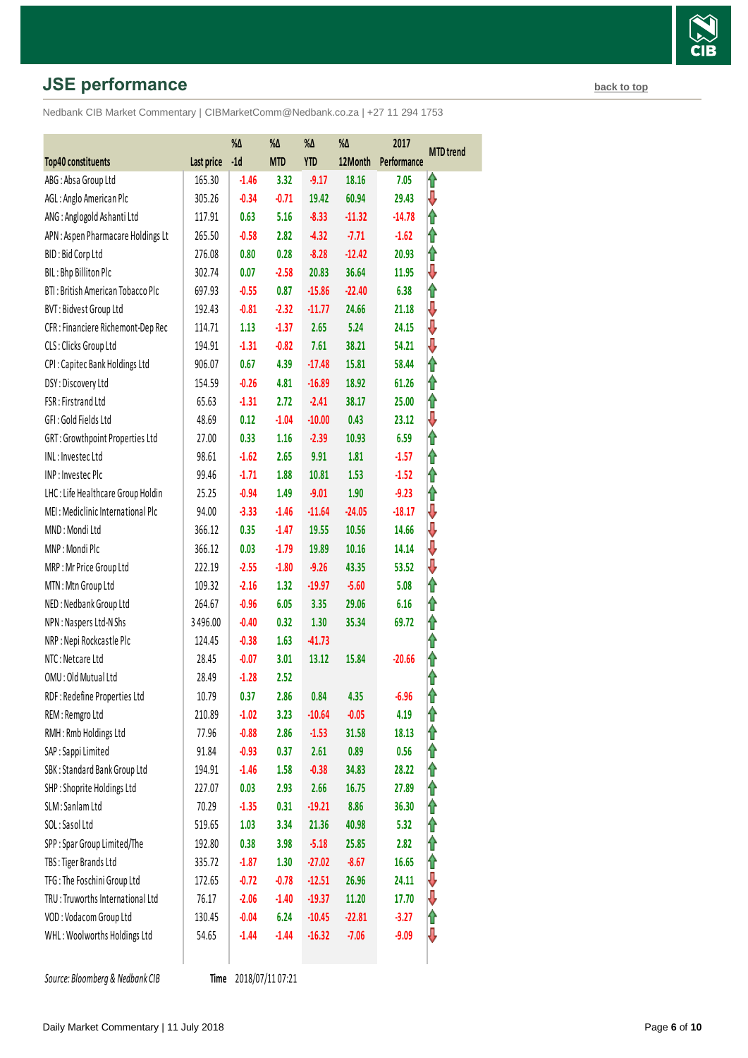## JSE performance

back to top

Nedbank CIB Market Commentary | CIBMarketComm@Nedbank.co.za | +27 11 294 1753

| Top40 constituents | Last price | %Δ -1d | %Δ MTD | %Δ YTD | %Δ 12Month | 2017 Performance | MTD trend |
|---|---|---|---|---|---|---|---|
| ABG : Absa Group Ltd | 165.30 | -1.46 | 3.32 | -9.17 | 18.16 | 7.05 | ↑ |
| AGL : Anglo American Plc | 305.26 | -0.34 | -0.71 | 19.42 | 60.94 | 29.43 | ↓ |
| ANG : Anglogold Ashanti Ltd | 117.91 | 0.63 | 5.16 | -8.33 | -11.32 | -14.78 | ↑ |
| APN : Aspen Pharmacare Holdings Lt | 265.50 | -0.58 | 2.82 | -4.32 | -7.71 | -1.62 | ↑ |
| BID : Bid Corp Ltd | 276.08 | 0.80 | 0.28 | -8.28 | -12.42 | 20.93 | ↑ |
| BIL : Bhp Billiton Plc | 302.74 | 0.07 | -2.58 | 20.83 | 36.64 | 11.95 | ↓ |
| BTI : British American Tobacco Plc | 697.93 | -0.55 | 0.87 | -15.86 | -22.40 | 6.38 | ↑ |
| BVT : Bidvest Group Ltd | 192.43 | -0.81 | -2.32 | -11.77 | 24.66 | 21.18 | ↓ |
| CFR : Financiere Richemont-Dep Rec | 114.71 | 1.13 | -1.37 | 2.65 | 5.24 | 24.15 | ↓ |
| CLS : Clicks Group Ltd | 194.91 | -1.31 | -0.82 | 7.61 | 38.21 | 54.21 | ↓ |
| CPI : Capitec Bank Holdings Ltd | 906.07 | 0.67 | 4.39 | -17.48 | 15.81 | 58.44 | ↑ |
| DSY : Discovery Ltd | 154.59 | -0.26 | 4.81 | -16.89 | 18.92 | 61.26 | ↑ |
| FSR : Firstrand Ltd | 65.63 | -1.31 | 2.72 | -2.41 | 38.17 | 25.00 | ↑ |
| GFI : Gold Fields Ltd | 48.69 | 0.12 | -1.04 | -10.00 | 0.43 | 23.12 | ↓ |
| GRT : Growthpoint Properties Ltd | 27.00 | 0.33 | 1.16 | -2.39 | 10.93 | 6.59 | ↑ |
| INL : Investec Ltd | 98.61 | -1.62 | 2.65 | 9.91 | 1.81 | -1.57 | ↑ |
| INP : Investec Plc | 99.46 | -1.71 | 1.88 | 10.81 | 1.53 | -1.52 | ↑ |
| LHC : Life Healthcare Group Holdin | 25.25 | -0.94 | 1.49 | -9.01 | 1.90 | -9.23 | ↑ |
| MEI : Mediclinic International Plc | 94.00 | -3.33 | -1.46 | -11.64 | -24.05 | -18.17 | ↓ |
| MND : Mondi Ltd | 366.12 | 0.35 | -1.47 | 19.55 | 10.56 | 14.66 | ↓ |
| MNP : Mondi Plc | 366.12 | 0.03 | -1.79 | 19.89 | 10.16 | 14.14 | ↓ |
| MRP : Mr Price Group Ltd | 222.19 | -2.55 | -1.80 | -9.26 | 43.35 | 53.52 | ↓ |
| MTN : Mtn Group Ltd | 109.32 | -2.16 | 1.32 | -19.97 | -5.60 | 5.08 | ↑ |
| NED : Nedbank Group Ltd | 264.67 | -0.96 | 6.05 | 3.35 | 29.06 | 6.16 | ↑ |
| NPN : Naspers Ltd-N Shs | 3 496.00 | -0.40 | 0.32 | 1.30 | 35.34 | 69.72 | ↑ |
| NRP : Nepi Rockcastle Plc | 124.45 | -0.38 | 1.63 | -41.73 | | | ↑ |
| NTC : Netcare Ltd | 28.45 | -0.07 | 3.01 | 13.12 | 15.84 | -20.66 | ↑ |
| OMU : Old Mutual Ltd | 28.49 | -1.28 | 2.52 | | | | ↑ |
| RDF : Redefine Properties Ltd | 10.79 | 0.37 | 2.86 | 0.84 | 4.35 | -6.96 | ↑ |
| REM : Remgro Ltd | 210.89 | -1.02 | 3.23 | -10.64 | -0.05 | 4.19 | ↑ |
| RMH : Rmb Holdings Ltd | 77.96 | -0.88 | 2.86 | -1.53 | 31.58 | 18.13 | ↑ |
| SAP : Sappi Limited | 91.84 | -0.93 | 0.37 | 2.61 | 0.89 | 0.56 | ↑ |
| SBK : Standard Bank Group Ltd | 194.91 | -1.46 | 1.58 | -0.38 | 34.83 | 28.22 | ↑ |
| SHP : Shoprite Holdings Ltd | 227.07 | 0.03 | 2.93 | 2.66 | 16.75 | 27.89 | ↑ |
| SLM : Sanlam Ltd | 70.29 | -1.35 | 0.31 | -19.21 | 8.86 | 36.30 | ↑ |
| SOL : Sasol Ltd | 519.65 | 1.03 | 3.34 | 21.36 | 40.98 | 5.32 | ↑ |
| SPP : Spar Group Limited/The | 192.80 | 0.38 | 3.98 | -5.18 | 25.85 | 2.82 | ↑ |
| TBS : Tiger Brands Ltd | 335.72 | -1.87 | 1.30 | -27.02 | -8.67 | 16.65 | ↑ |
| TFG : The Foschini Group Ltd | 172.65 | -0.72 | -0.78 | -12.51 | 26.96 | 24.11 | ↓ |
| TRU : Truworths International Ltd | 76.17 | -2.06 | -1.40 | -19.37 | 11.20 | 17.70 | ↓ |
| VOD : Vodacom Group Ltd | 130.45 | -0.04 | 6.24 | -10.45 | -22.81 | -3.27 | ↑ |
| WHL : Woolworths Holdings Ltd | 54.65 | -1.44 | -1.44 | -16.32 | -7.06 | -9.09 | ↓ |

*Source: Bloomberg & Nedbank CIB* **Time** 2018/07/11 07:21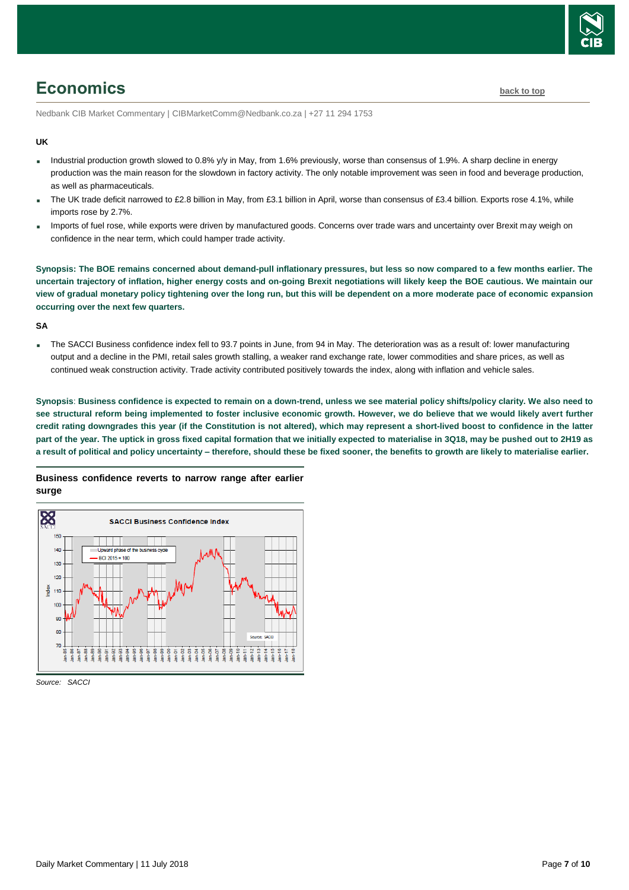# Economics

back to top

Nedbank CIB Market Commentary | CIBMarketComm@Nedbank.co.za | +27 11 294 1753

**UK**

- Industrial production growth slowed to 0.8% y/y in May, from 1.6% previously, worse than consensus of 1.9%. A sharp decline in energy production was the main reason for the slowdown in factory activity. The only notable improvement was seen in food and beverage production, as well as pharmaceuticals.
- The UK trade deficit narrowed to £2.8 billion in May, from £3.1 billion in April, worse than consensus of £3.4 billion. Exports rose 4.1%, while imports rose by 2.7%.
- Imports of fuel rose, while exports were driven by manufactured goods. Concerns over trade wars and uncertainty over Brexit may weigh on confidence in the near term, which could hamper trade activity.

**Synopsis: The BOE remains concerned about demand-pull inflationary pressures, but less so now compared to a few months earlier. The uncertain trajectory of inflation, higher energy costs and on-going Brexit negotiations will likely keep the BOE cautious. We maintain our view of gradual monetary policy tightening over the long run, but this will be dependent on a more moderate pace of economic expansion occurring over the next few quarters.**

**SA**

- The SACCI Business confidence index fell to 93.7 points in June, from 94 in May. The deterioration was as a result of: lower manufacturing output and a decline in the PMI, retail sales growth stalling, a weaker rand exchange rate, lower commodities and share prices, as well as continued weak construction activity. Trade activity contributed positively towards the index, along with inflation and vehicle sales.

**Synopsis**: **Business confidence is expected to remain on a down-trend, unless we see material policy shifts/policy clarity. We also need to see structural reform being implemented to foster inclusive economic growth. However, we do believe that we would likely avert further credit rating downgrades this year (if the Constitution is not altered), which may represent a short-lived boost to confidence in the latter part of the year. The uptick in gross fixed capital formation that we initially expected to materialise in 3Q18, may be pushed out to 2H19 as a result of political and policy uncertainty – therefore, should these be fixed sooner, the benefits to growth are likely to materialise earlier.**

**Business confidence reverts to narrow range after earlier surge**

SACCI Business Confidence Index

Upward phase of the business cycle
BCI 2015 = 100

Index

150
140
130
120
110
100
90
80
70

Jan-85 Jan-86 Jan-87 Jan-88 Jan-89 Jan-90 Jan-91 Jan-92 Jan-93 Jan-94 Jan-95 Jan-96 Jan-97 Jan-98 Jan-99 Jan-00 Jan-01 Jan-02 Jan-03 Jan-04 Jan-05 Jan-06 Jan-07 Jan-08 Jan-09 Jan-10 Jan-11 Jan-12 Jan-13 Jan-14 Jan-15 Jan-16 Jan-17 Jan-18

Source: SACCI

*Source: SACCI*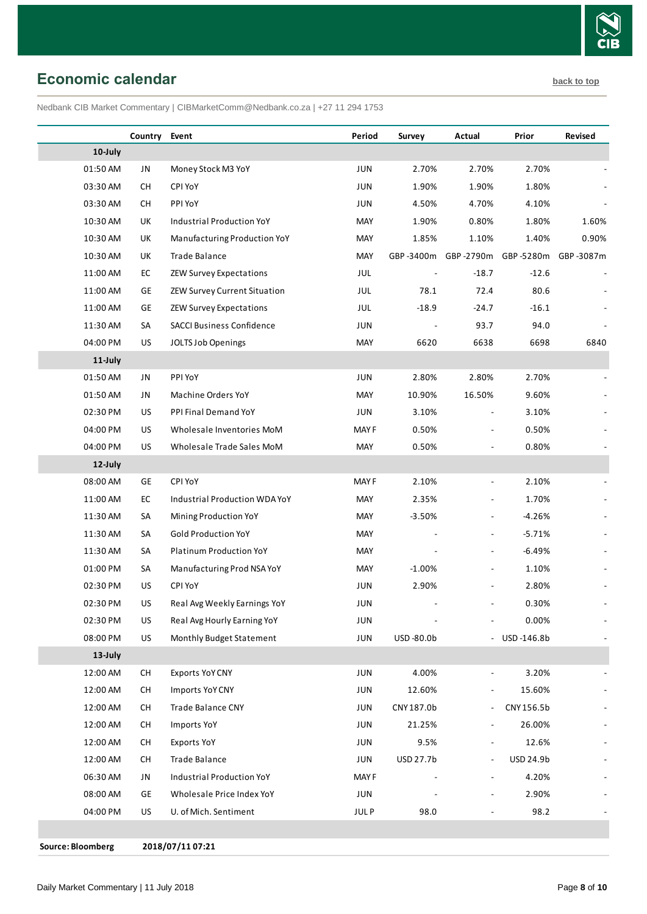## Economic calendar

back to top

Nedbank CIB Market Commentary | CIBMarketComm@Nedbank.co.za | +27 11 294 1753

| | Country | Event | Period | Survey | Actual | Prior | Revised |
|---|---|---|---|---|---|---|---|
| **10-July** | | | | | | | |
| 01:50 AM | JN | Money Stock M3 YoY | JUN | 2.70% | 2.70% | 2.70% | - |
| 03:30 AM | CH | CPI YoY | JUN | 1.90% | 1.90% | 1.80% | - |
| 03:30 AM | CH | PPI YoY | JUN | 4.50% | 4.70% | 4.10% | - |
| 10:30 AM | UK | Industrial Production YoY | MAY | 1.90% | 0.80% | 1.80% | 1.60% |
| 10:30 AM | UK | Manufacturing Production YoY | MAY | 1.85% | 1.10% | 1.40% | 0.90% |
| 10:30 AM | UK | Trade Balance | MAY | GBP -3400m | GBP -2790m | GBP -5280m | GBP -3087m |
| 11:00 AM | EC | ZEW Survey Expectations | JUL | - | -18.7 | -12.6 | - |
| 11:00 AM | GE | ZEW Survey Current Situation | JUL | 78.1 | 72.4 | 80.6 | - |
| 11:00 AM | GE | ZEW Survey Expectations | JUL | -18.9 | -24.7 | -16.1 | - |
| 11:30 AM | SA | SACCI Business Confidence | JUN | - | 93.7 | 94.0 | - |
| 04:00 PM | US | JOLTS Job Openings | MAY | 6620 | 6638 | 6698 | 6840 |
| **11-July** | | | | | | | |
| 01:50 AM | JN | PPI YoY | JUN | 2.80% | 2.80% | 2.70% | - |
| 01:50 AM | JN | Machine Orders YoY | MAY | 10.90% | 16.50% | 9.60% | - |
| 02:30 PM | US | PPI Final Demand YoY | JUN | 3.10% | - | 3.10% | - |
| 04:00 PM | US | Wholesale Inventories MoM | MAY F | 0.50% | - | 0.50% | - |
| 04:00 PM | US | Wholesale Trade Sales MoM | MAY | 0.50% | - | 0.80% | - |
| **12-July** | | | | | | | |
| 08:00 AM | GE | CPI YoY | MAY F | 2.10% | - | 2.10% | - |
| 11:00 AM | EC | Industrial Production WDA YoY | MAY | 2.35% | - | 1.70% | - |
| 11:30 AM | SA | Mining Production YoY | MAY | -3.50% | - | -4.26% | - |
| 11:30 AM | SA | Gold Production YoY | MAY | - | - | -5.71% | - |
| 11:30 AM | SA | Platinum Production YoY | MAY | - | - | -6.49% | - |
| 01:00 PM | SA | Manufacturing Prod NSA YoY | MAY | -1.00% | - | 1.10% | - |
| 02:30 PM | US | CPI YoY | JUN | 2.90% | - | 2.80% | - |
| 02:30 PM | US | Real Avg Weekly Earnings YoY | JUN | - | - | 0.30% | - |
| 02:30 PM | US | Real Avg Hourly Earning YoY | JUN | - | - | 0.00% | - |
| 08:00 PM | US | Monthly Budget Statement | JUN | USD -80.0b | - | USD -146.8b | - |
| **13-July** | | | | | | | |
| 12:00 AM | CH | Exports YoY CNY | JUN | 4.00% | - | 3.20% | - |
| 12:00 AM | CH | Imports YoY CNY | JUN | 12.60% | - | 15.60% | - |
| 12:00 AM | CH | Trade Balance CNY | JUN | CNY 187.0b | - | CNY 156.5b | - |
| 12:00 AM | CH | Imports YoY | JUN | 21.25% | - | 26.00% | - |
| 12:00 AM | CH | Exports YoY | JUN | 9.5% | - | 12.6% | - |
| 12:00 AM | CH | Trade Balance | JUN | USD 27.7b | - | USD 24.9b | - |
| 06:30 AM | JN | Industrial Production YoY | MAY F | - | - | 4.20% | - |
| 08:00 AM | GE | Wholesale Price Index YoY | JUN | - | - | 2.90% | - |
| 04:00 PM | US | U. of Mich. Sentiment | JUL P | 98.0 | - | 98.2 | - |

**Source: Bloomberg** **2018/07/11 07:21**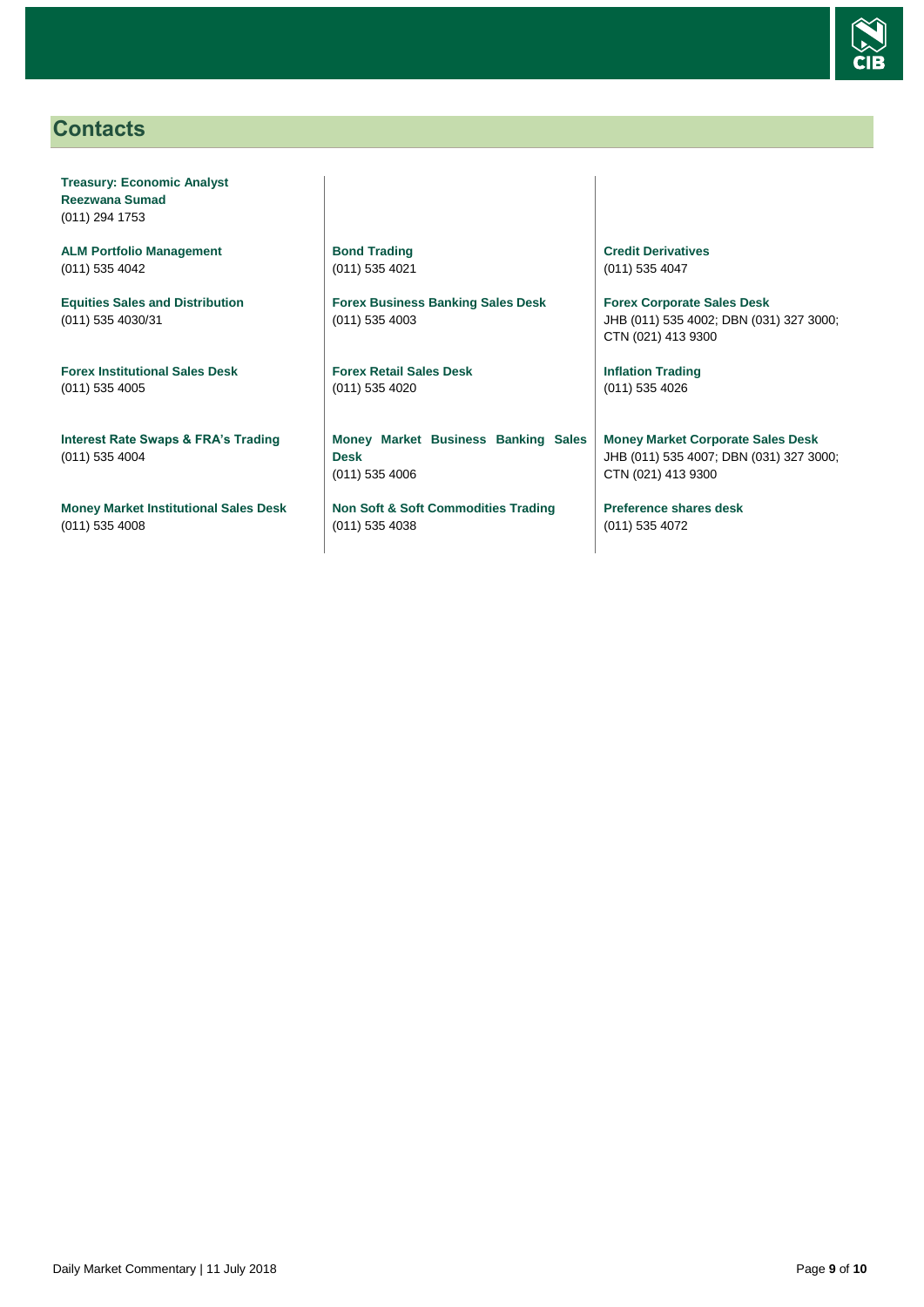## Contacts

**Treasury: Economic Analyst**
**Reezwana Sumad**
(011) 294 1753

**ALM Portfolio Management**
(011) 535 4042

**Equities Sales and Distribution**
(011) 535 4030/31

**Forex Institutional Sales Desk**
(011) 535 4005

**Interest Rate Swaps & FRA's Trading**
(011) 535 4004

**Money Market Institutional Sales Desk**
(011) 535 4008

**Bond Trading**
(011) 535 4021

**Forex Business Banking Sales Desk**
(011) 535 4003

**Forex Retail Sales Desk**
(011) 535 4020

**Money Market Business Banking Sales Desk**
(011) 535 4006

**Non Soft & Soft Commodities Trading**
(011) 535 4038

**Credit Derivatives**
(011) 535 4047

**Forex Corporate Sales Desk**
JHB (011) 535 4002; DBN (031) 327 3000; CTN (021) 413 9300

**Inflation Trading**
(011) 535 4026

**Money Market Corporate Sales Desk**
JHB (011) 535 4007; DBN (031) 327 3000; CTN (021) 413 9300

**Preference shares desk**
(011) 535 4072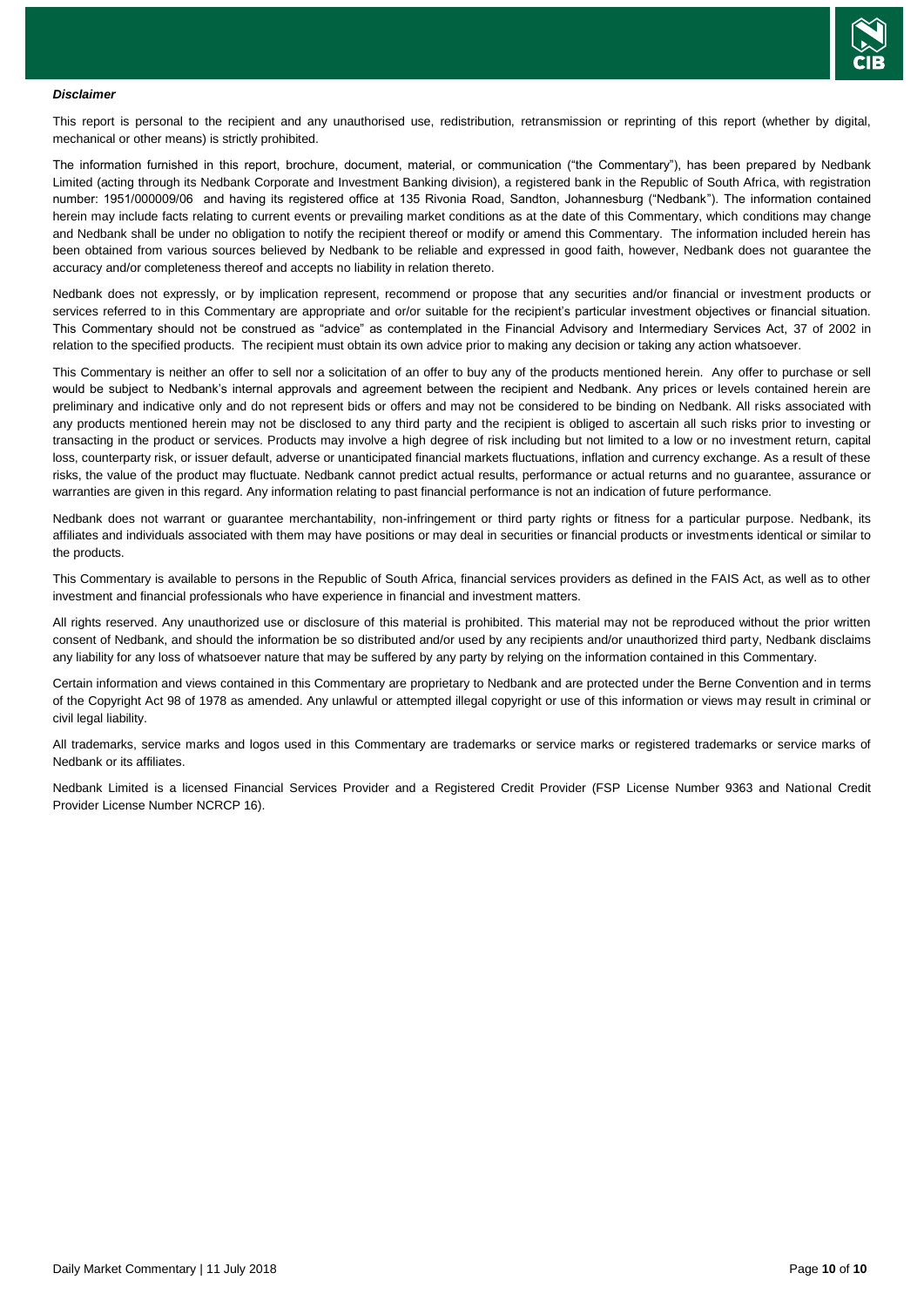***Disclaimer***

This report is personal to the recipient and any unauthorised use, redistribution, retransmission or reprinting of this report (whether by digital, mechanical or other means) is strictly prohibited.

The information furnished in this report, brochure, document, material, or communication ("the Commentary"), has been prepared by Nedbank Limited (acting through its Nedbank Corporate and Investment Banking division), a registered bank in the Republic of South Africa, with registration number: 1951/000009/06 and having its registered office at 135 Rivonia Road, Sandton, Johannesburg ("Nedbank"). The information contained herein may include facts relating to current events or prevailing market conditions as at the date of this Commentary, which conditions may change and Nedbank shall be under no obligation to notify the recipient thereof or modify or amend this Commentary. The information included herein has been obtained from various sources believed by Nedbank to be reliable and expressed in good faith, however, Nedbank does not guarantee the accuracy and/or completeness thereof and accepts no liability in relation thereto.

Nedbank does not expressly, or by implication represent, recommend or propose that any securities and/or financial or investment products or services referred to in this Commentary are appropriate and or/or suitable for the recipient's particular investment objectives or financial situation. This Commentary should not be construed as "advice" as contemplated in the Financial Advisory and Intermediary Services Act, 37 of 2002 in relation to the specified products. The recipient must obtain its own advice prior to making any decision or taking any action whatsoever.

This Commentary is neither an offer to sell nor a solicitation of an offer to buy any of the products mentioned herein. Any offer to purchase or sell would be subject to Nedbank's internal approvals and agreement between the recipient and Nedbank. Any prices or levels contained herein are preliminary and indicative only and do not represent bids or offers and may not be considered to be binding on Nedbank. All risks associated with any products mentioned herein may not be disclosed to any third party and the recipient is obliged to ascertain all such risks prior to investing or transacting in the product or services. Products may involve a high degree of risk including but not limited to a low or no investment return, capital loss, counterparty risk, or issuer default, adverse or unanticipated financial markets fluctuations, inflation and currency exchange. As a result of these risks, the value of the product may fluctuate. Nedbank cannot predict actual results, performance or actual returns and no guarantee, assurance or warranties are given in this regard. Any information relating to past financial performance is not an indication of future performance.

Nedbank does not warrant or guarantee merchantability, non-infringement or third party rights or fitness for a particular purpose. Nedbank, its affiliates and individuals associated with them may have positions or may deal in securities or financial products or investments identical or similar to the products.

This Commentary is available to persons in the Republic of South Africa, financial services providers as defined in the FAIS Act, as well as to other investment and financial professionals who have experience in financial and investment matters.

All rights reserved. Any unauthorized use or disclosure of this material is prohibited. This material may not be reproduced without the prior written consent of Nedbank, and should the information be so distributed and/or used by any recipients and/or unauthorized third party, Nedbank disclaims any liability for any loss of whatsoever nature that may be suffered by any party by relying on the information contained in this Commentary.

Certain information and views contained in this Commentary are proprietary to Nedbank and are protected under the Berne Convention and in terms of the Copyright Act 98 of 1978 as amended. Any unlawful or attempted illegal copyright or use of this information or views may result in criminal or civil legal liability.

All trademarks, service marks and logos used in this Commentary are trademarks or service marks or registered trademarks or service marks of Nedbank or its affiliates.

Nedbank Limited is a licensed Financial Services Provider and a Registered Credit Provider (FSP License Number 9363 and National Credit Provider License Number NCRCP 16).